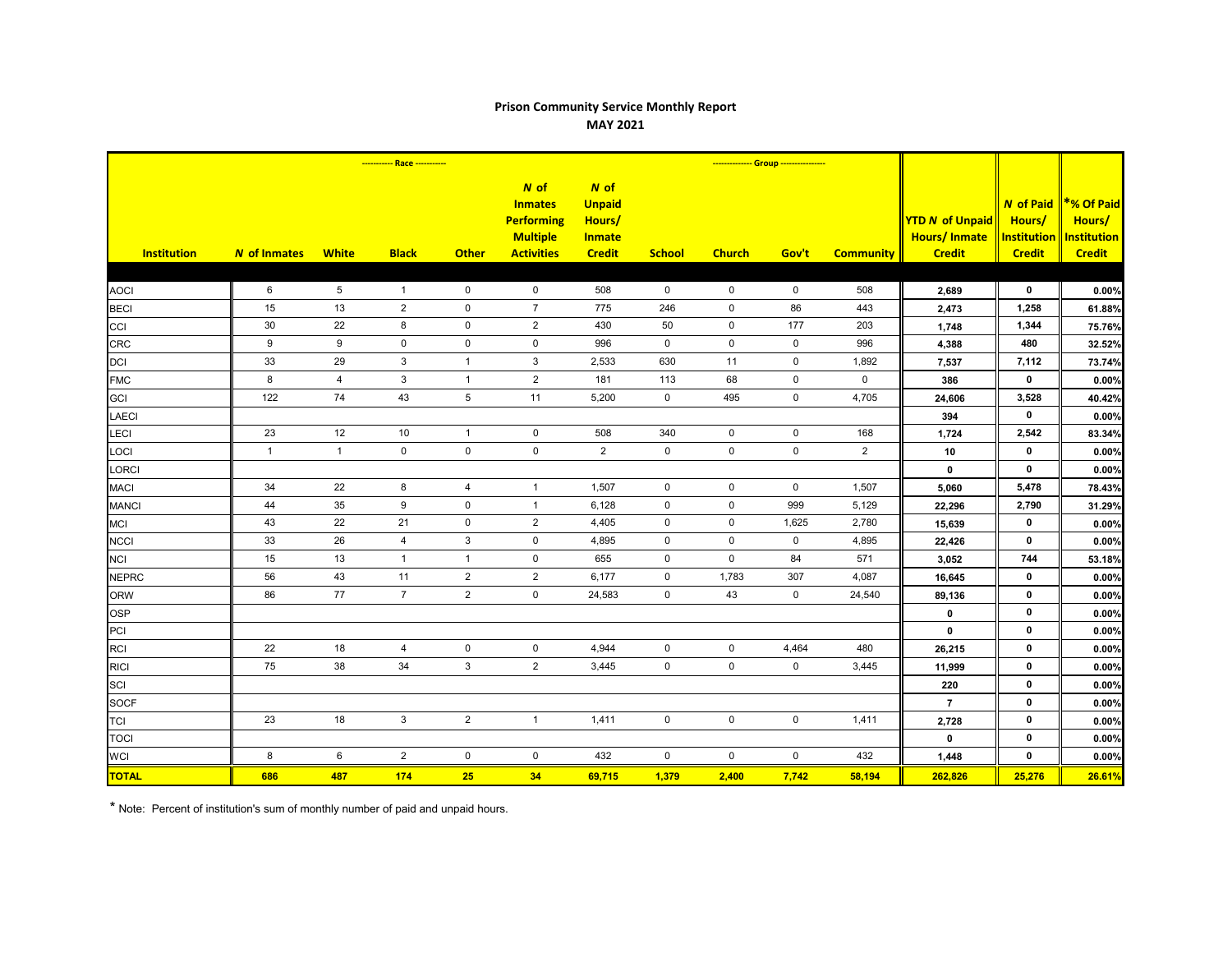## Prison Community Service Monthly Report
## MAY 2021

| | | Race | | | | | Group | | | | | | |
|---|---|---|---|---|---|---|---|---|---|---|---|---|---|
| **Institution** | ***N* of Inmates** | **White** | **Black** | **Other** | ***N* of Inmates Performing Multiple Activities** | ***N* of Unpaid Hours/ Inmate Credit** | **School** | **Church** | **Gov't** | **Community** | **YTD *N* of Unpaid Hours/ Inmate Credit** | ***N* of Paid Hours/ Institution Credit** | ***% Of Paid Hours/ Institution Credit** |
| AOCI | 6 | 5 | 1 | 0 | 0 | 508 | 0 | 0 | 0 | 508 | 2,689 | 0 | 0.00% |
| BECI | 15 | 13 | 2 | 0 | 7 | 775 | 246 | 0 | 86 | 443 | 2,473 | 1,258 | 61.88% |
| CCI | 30 | 22 | 8 | 0 | 2 | 430 | 50 | 0 | 177 | 203 | 1,748 | 1,344 | 75.76% |
| CRC | 9 | 9 | 0 | 0 | 0 | 996 | 0 | 0 | 0 | 996 | 4,388 | 480 | 32.52% |
| DCI | 33 | 29 | 3 | 1 | 3 | 2,533 | 630 | 11 | 0 | 1,892 | 7,537 | 7,112 | 73.74% |
| FMC | 8 | 4 | 3 | 1 | 2 | 181 | 113 | 68 | 0 | 0 | 386 | 0 | 0.00% |
| GCI | 122 | 74 | 43 | 5 | 11 | 5,200 | 0 | 495 | 0 | 4,705 | 24,606 | 3,528 | 40.42% |
| LAECI | | | | | | | | | | | 394 | 0 | 0.00% |
| LECI | 23 | 12 | 10 | 1 | 0 | 508 | 340 | 0 | 0 | 168 | 1,724 | 2,542 | 83.34% |
| LOCI | 1 | 1 | 0 | 0 | 0 | 2 | 0 | 0 | 0 | 2 | 10 | 0 | 0.00% |
| LORCI | | | | | | | | | | | 0 | 0 | 0.00% |
| MACI | 34 | 22 | 8 | 4 | 1 | 1,507 | 0 | 0 | 0 | 1,507 | 5,060 | 5,478 | 78.43% |
| MANCI | 44 | 35 | 9 | 0 | 1 | 6,128 | 0 | 0 | 999 | 5,129 | 22,296 | 2,790 | 31.29% |
| MCI | 43 | 22 | 21 | 0 | 2 | 4,405 | 0 | 0 | 1,625 | 2,780 | 15,639 | 0 | 0.00% |
| NCCI | 33 | 26 | 4 | 3 | 0 | 4,895 | 0 | 0 | 0 | 4,895 | 22,426 | 0 | 0.00% |
| NCI | 15 | 13 | 1 | 1 | 0 | 655 | 0 | 0 | 84 | 571 | 3,052 | 744 | 53.18% |
| NEPRC | 56 | 43 | 11 | 2 | 2 | 6,177 | 0 | 1,783 | 307 | 4,087 | 16,645 | 0 | 0.00% |
| ORW | 86 | 77 | 7 | 2 | 0 | 24,583 | 0 | 43 | 0 | 24,540 | 89,136 | 0 | 0.00% |
| OSP | | | | | | | | | | | 0 | 0 | 0.00% |
| PCI | | | | | | | | | | | 0 | 0 | 0.00% |
| RCI | 22 | 18 | 4 | 0 | 0 | 4,944 | 0 | 0 | 4,464 | 480 | 26,215 | 0 | 0.00% |
| RICI | 75 | 38 | 34 | 3 | 2 | 3,445 | 0 | 0 | 0 | 3,445 | 11,999 | 0 | 0.00% |
| SCI | | | | | | | | | | | 220 | 0 | 0.00% |
| SOCF | | | | | | | | | | | 7 | 0 | 0.00% |
| TCI | 23 | 18 | 3 | 2 | 1 | 1,411 | 0 | 0 | 0 | 1,411 | 2,728 | 0 | 0.00% |
| TOCI | | | | | | | | | | | 0 | 0 | 0.00% |
| WCI | 8 | 6 | 2 | 0 | 0 | 432 | 0 | 0 | 0 | 432 | 1,448 | 0 | 0.00% |
| **TOTAL** | **686** | **487** | **174** | **25** | **34** | **69,715** | **1,379** | **2,400** | **7,742** | **58,194** | **262,826** | **25,276** | **26.61%** |

* Note: Percent of institution's sum of monthly number of paid and unpaid hours.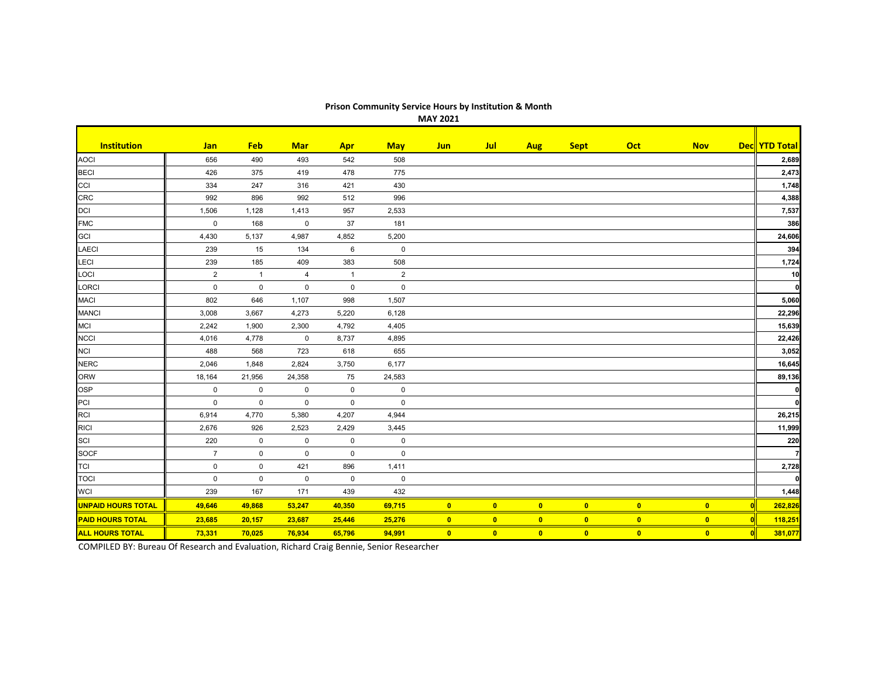**Prison Community Service Hours by Institution & Month**

**MAY 2021**

| Institution | Jan | Feb | Mar | Apr | May | Jun | Jul | Aug | Sept | Oct | Nov | Dec | YTD Total |
|---|---|---|---|---|---|---|---|---|---|---|---|---|---|
| AOCI | 656 | 490 | 493 | 542 | 508 | | | | | | | | **2,689** |
| BECI | 426 | 375 | 419 | 478 | 775 | | | | | | | | **2,473** |
| CCI | 334 | 247 | 316 | 421 | 430 | | | | | | | | **1,748** |
| CRC | 992 | 896 | 992 | 512 | 996 | | | | | | | | **4,388** |
| DCI | 1,506 | 1,128 | 1,413 | 957 | 2,533 | | | | | | | | **7,537** |
| FMC | 0 | 168 | 0 | 37 | 181 | | | | | | | | **386** |
| GCI | 4,430 | 5,137 | 4,987 | 4,852 | 5,200 | | | | | | | | **24,606** |
| LAECI | 239 | 15 | 134 | 6 | 0 | | | | | | | | **394** |
| LECI | 239 | 185 | 409 | 383 | 508 | | | | | | | | **1,724** |
| LOCI | 2 | 1 | 4 | 1 | 2 | | | | | | | | **10** |
| LORCI | 0 | 0 | 0 | 0 | 0 | | | | | | | | **0** |
| MACI | 802 | 646 | 1,107 | 998 | 1,507 | | | | | | | | **5,060** |
| MANCI | 3,008 | 3,667 | 4,273 | 5,220 | 6,128 | | | | | | | | **22,296** |
| MCI | 2,242 | 1,900 | 2,300 | 4,792 | 4,405 | | | | | | | | **15,639** |
| NCCI | 4,016 | 4,778 | 0 | 8,737 | 4,895 | | | | | | | | **22,426** |
| NCI | 488 | 568 | 723 | 618 | 655 | | | | | | | | **3,052** |
| NERC | 2,046 | 1,848 | 2,824 | 3,750 | 6,177 | | | | | | | | **16,645** |
| ORW | 18,164 | 21,956 | 24,358 | 75 | 24,583 | | | | | | | | **89,136** |
| OSP | 0 | 0 | 0 | 0 | 0 | | | | | | | | **0** |
| PCI | 0 | 0 | 0 | 0 | 0 | | | | | | | | **0** |
| RCI | 6,914 | 4,770 | 5,380 | 4,207 | 4,944 | | | | | | | | **26,215** |
| RICI | 2,676 | 926 | 2,523 | 2,429 | 3,445 | | | | | | | | **11,999** |
| SCI | 220 | 0 | 0 | 0 | 0 | | | | | | | | **220** |
| SOCF | 7 | 0 | 0 | 0 | 0 | | | | | | | | **7** |
| TCI | 0 | 0 | 421 | 896 | 1,411 | | | | | | | | **2,728** |
| TOCI | 0 | 0 | 0 | 0 | 0 | | | | | | | | **0** |
| WCI | 239 | 167 | 171 | 439 | 432 | | | | | | | | **1,448** |
| **UNPAID HOURS TOTAL** | **49,646** | **49,868** | **53,247** | **40,350** | **69,715** | **0** | **0** | **0** | **0** | **0** | **0** | **0** | **262,826** |
| **PAID HOURS TOTAL** | **23,685** | **20,157** | **23,687** | **25,446** | **25,276** | **0** | **0** | **0** | **0** | **0** | **0** | **0** | **118,251** |
| **ALL HOURS TOTAL** | **73,331** | **70,025** | **76,934** | **65,796** | **94,991** | **0** | **0** | **0** | **0** | **0** | **0** | **0** | **381,077** |

COMPILED BY: Bureau Of Research and Evaluation, Richard Craig Bennie, Senior Researcher